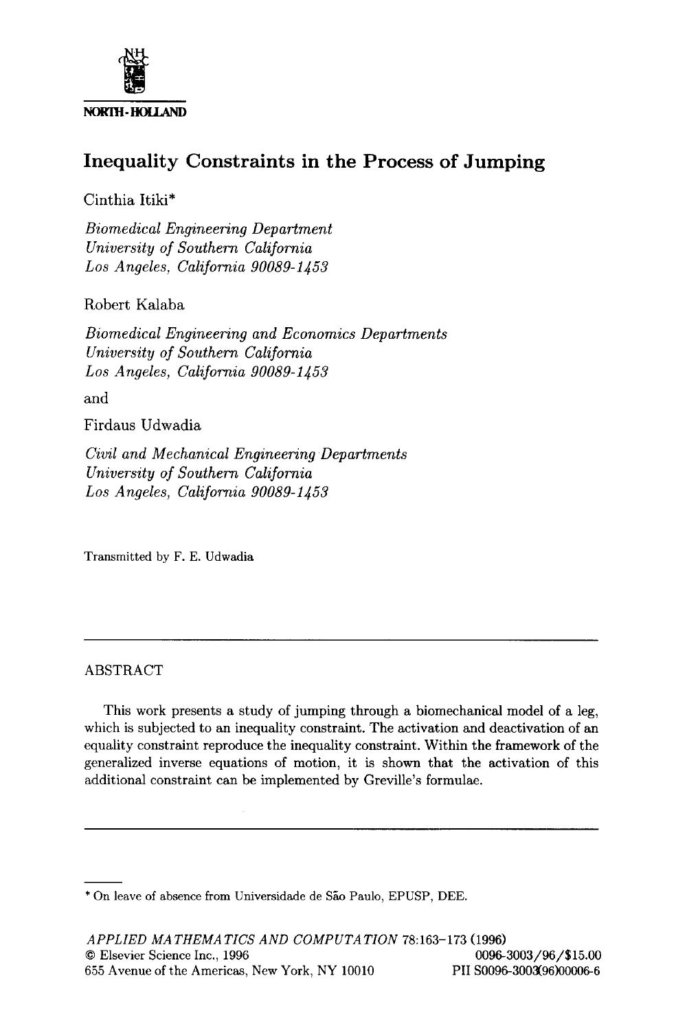NORTH-HOLLAND

# Inequality Constraints in the Process of Jumping

Cinthia Itiki*

*Biomedical Engineering Department*
*University of Southern California*
*Los Angeles, California 90089-1453*

Robert Kalaba

*Biomedical Engineering and Economics Departments*
*University of Southern California*
*Los Angeles, California 90089-1453*

and

Firdaus Udwadia

*Civil and Mechanical Engineering Departments*
*University of Southern California*
*Los Angeles, California 90089-1453*

Transmitted by F. E. Udwadia

---

## ABSTRACT

This work presents a study of jumping through a biomechanical model of a leg, which is subjected to an inequality constraint. The activation and deactivation of an equality constraint reproduce the inequality constraint. Within the framework of the generalized inverse equations of motion, it is shown that the activation of this additional constraint can be implemented by Greville's formulae.

---

\* On leave of absence from Universidade de São Paulo, EPUSP, DEE.

*APPLIED MATHEMATICS AND COMPUTATION* 78:163–173 (1996)
© Elsevier Science Inc., 1996 0096-3003/96/$15.00
655 Avenue of the Americas, New York, NY 10010 PII S0096-3003(96)00006-6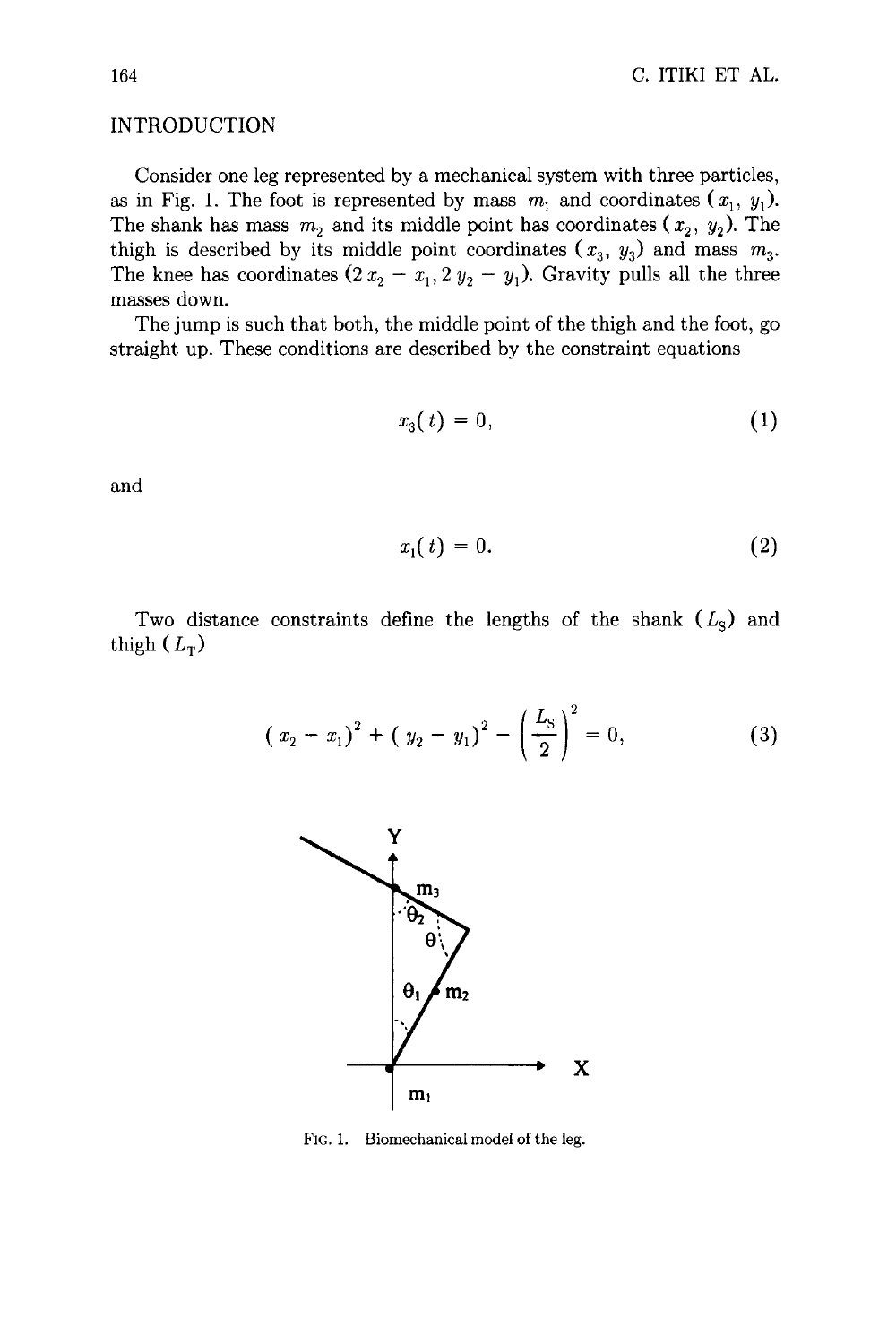## INTRODUCTION

Consider one leg represented by a mechanical system with three particles, as in Fig. 1. The foot is represented by mass $m_1$ and coordinates $(x_1, y_1)$. The shank has mass $m_2$ and its middle point has coordinates $(x_2, y_2)$. The thigh is described by its middle point coordinates $(x_3, y_3)$ and mass $m_3$. The knee has coordinates $(2x_2 - x_1, 2y_2 - y_1)$. Gravity pulls all the three masses down.

The jump is such that both, the middle point of the thigh and the foot, go straight up. These conditions are described by the constraint equations

$$x_3(t) = 0, \tag{1}$$

and

$$x_1(t) = 0. \tag{2}$$

Two distance constraints define the lengths of the shank $(L_S)$ and thigh $(L_T)$

$$(x_2 - x_1)^2 + (y_2 - y_1)^2 - \left(\frac{L_S}{2}\right)^2 = 0, \tag{3}$$

FIG. 1. Biomechanical model of the leg.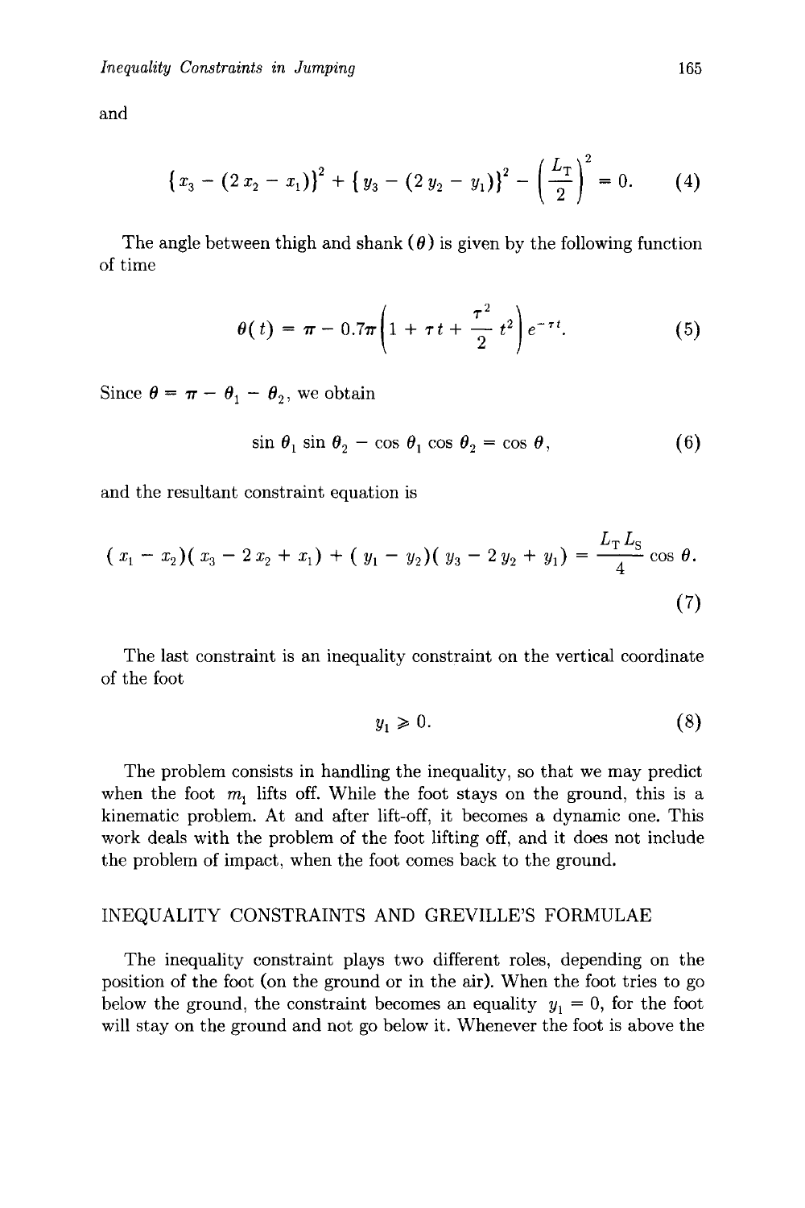and

$$\{x_3 - (2x_2 - x_1)\}^2 + \{y_3 - (2y_2 - y_1)\}^2 - \left(\frac{L_T}{2}\right)^2 = 0. \tag{4}$$

The angle between thigh and shank ($\theta$) is given by the following function of time

$$\theta(t) = \pi - 0.7\pi\left(1 + \tau t + \frac{\tau^2}{2}t^2\right)e^{-\tau t}. \tag{5}$$

Since $\theta = \pi - \theta_1 - \theta_2$, we obtain

$$\sin\theta_1 \sin\theta_2 - \cos\theta_1 \cos\theta_2 = \cos\theta, \tag{6}$$

and the resultant constraint equation is

$$(x_1 - x_2)(x_3 - 2x_2 + x_1) + (y_1 - y_2)(y_3 - 2y_2 + y_1) = \frac{L_T L_S}{4}\cos\theta. \tag{7}$$

The last constraint is an inequality constraint on the vertical coordinate of the foot

$$y_1 \geqslant 0. \tag{8}$$

The problem consists in handling the inequality, so that we may predict when the foot $m_1$ lifts off. While the foot stays on the ground, this is a kinematic problem. At and after lift-off, it becomes a dynamic one. This work deals with the problem of the foot lifting off, and it does not include the problem of impact, when the foot comes back to the ground.

## INEQUALITY CONSTRAINTS AND GREVILLE'S FORMULAE

The inequality constraint plays two different roles, depending on the position of the foot (on the ground or in the air). When the foot tries to go below the ground, the constraint becomes an equality $y_1 = 0$, for the foot will stay on the ground and not go below it. Whenever the foot is above the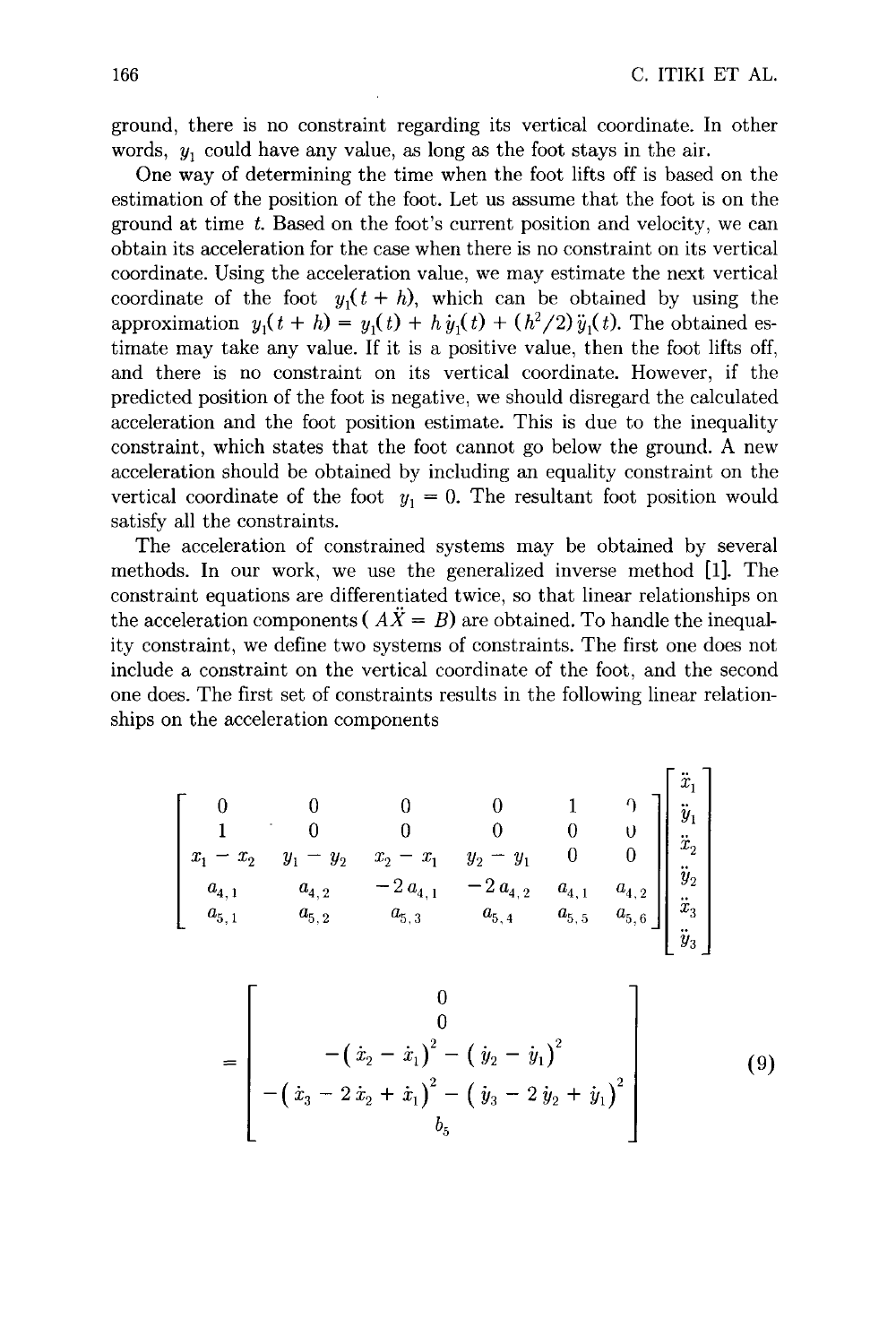ground, there is no constraint regarding its vertical coordinate. In other words, $y_1$ could have any value, as long as the foot stays in the air.

One way of determining the time when the foot lifts off is based on the estimation of the position of the foot. Let us assume that the foot is on the ground at time $t$. Based on the foot's current position and velocity, we can obtain its acceleration for the case when there is no constraint on its vertical coordinate. Using the acceleration value, we may estimate the next vertical coordinate of the foot $y_1(t+h)$, which can be obtained by using the approximation $y_1(t+h) = y_1(t) + h\,\dot{y}_1(t) + (h^2/2)\,\ddot{y}_1(t)$. The obtained estimate may take any value. If it is a positive value, then the foot lifts off, and there is no constraint on its vertical coordinate. However, if the predicted position of the foot is negative, we should disregard the calculated acceleration and the foot position estimate. This is due to the inequality constraint, which states that the foot cannot go below the ground. A new acceleration should be obtained by including an equality constraint on the vertical coordinate of the foot $y_1 = 0$. The resultant foot position would satisfy all the constraints.

The acceleration of constrained systems may be obtained by several methods. In our work, we use the generalized inverse method [1]. The constraint equations are differentiated twice, so that linear relationships on the acceleration components ( $A\ddot{X} = B$) are obtained. To handle the inequality constraint, we define two systems of constraints. The first one does not include a constraint on the vertical coordinate of the foot, and the second one does. The first set of constraints results in the following linear relationships on the acceleration components

$$
\begin{bmatrix}
0 & 0 & 0 & 0 & 1 & 0 \\
1 & 0 & 0 & 0 & 0 & 0 \\
x_1 - x_2 & y_1 - y_2 & x_2 - x_1 & y_2 - y_1 & 0 & 0 \\
a_{4,1} & a_{4,2} & -2\,a_{4,1} & -2\,a_{4,2} & a_{4,1} & a_{4,2} \\
a_{5,1} & a_{5,2} & a_{5,3} & a_{5,4} & a_{5,5} & a_{5,6}
\end{bmatrix}
\begin{bmatrix}
\ddot{x}_1 \\ \ddot{y}_1 \\ \ddot{x}_2 \\ \ddot{y}_2 \\ \ddot{x}_3 \\ \ddot{y}_3
\end{bmatrix}
=
\begin{bmatrix}
0 \\
0 \\
-(\dot{x}_2 - \dot{x}_1)^2 - (\dot{y}_2 - \dot{y}_1)^2 \\
-(\dot{x}_3 - 2\,\dot{x}_2 + \dot{x}_1)^2 - (\dot{y}_3 - 2\,\dot{y}_2 + \dot{y}_1)^2 \\
b_5
\end{bmatrix}
\tag{9}
$$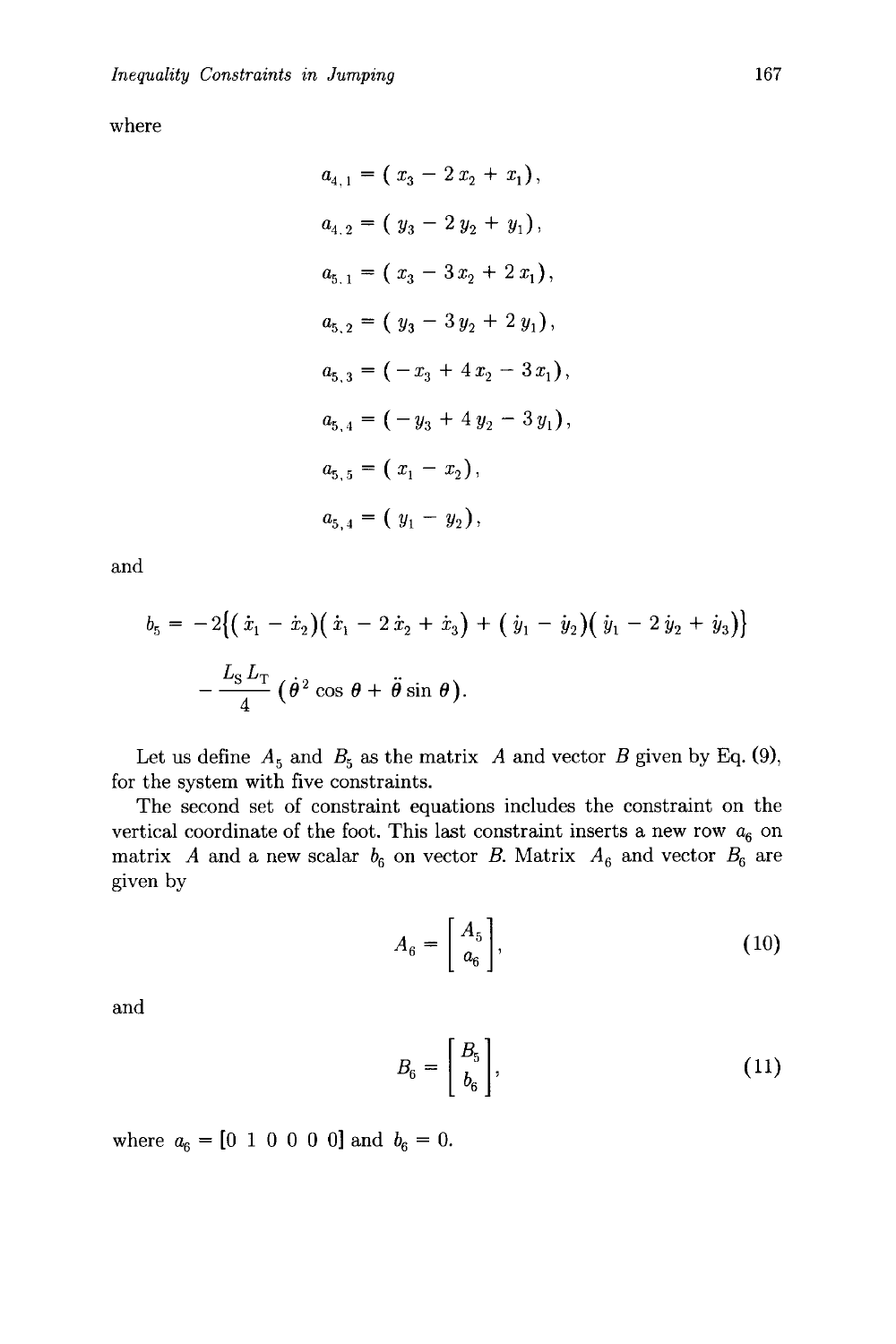where

$$a_{4,1} = ( x_3 - 2\,x_2 + x_1),$$

$$a_{4,2} = ( y_3 - 2\,y_2 + y_1),$$

$$a_{5,1} = ( x_3 - 3\,x_2 + 2\,x_1),$$

$$a_{5,2} = ( y_3 - 3\,y_2 + 2\,y_1),$$

$$a_{5,3} = ( - x_3 + 4\,x_2 - 3\,x_1),$$

$$a_{5,4} = ( - y_3 + 4\,y_2 - 3\,y_1),$$

$$a_{5,5} = ( x_1 - x_2),$$

$$a_{5,4} = ( y_1 - y_2),$$

and

$$b_5 = -2\{( \dot{x}_1 - \dot{x}_2)( \dot{x}_1 - 2\,\dot{x}_2 + \dot{x}_3) + ( \dot{y}_1 - \dot{y}_2)( \dot{y}_1 - 2\,\dot{y}_2 + \dot{y}_3)\}$$

$$- \frac{L_S L_T}{4}\,( \dot{\theta}^2 \cos\theta + \ddot{\theta} \sin\theta).$$

Let us define $A_5$ and $B_5$ as the matrix $A$ and vector $B$ given by Eq. (9), for the system with five constraints.

The second set of constraint equations includes the constraint on the vertical coordinate of the foot. This last constraint inserts a new row $a_6$ on matrix $A$ and a new scalar $b_6$ on vector $B$. Matrix $A_6$ and vector $B_6$ are given by

$$A_6 = \begin{bmatrix} A_5 \\ a_6 \end{bmatrix}, \tag{10}$$

and

$$B_6 = \begin{bmatrix} B_5 \\ b_6 \end{bmatrix}, \tag{11}$$

where $a_6 = [0\ 1\ 0\ 0\ 0\ 0]$ and $b_6 = 0$.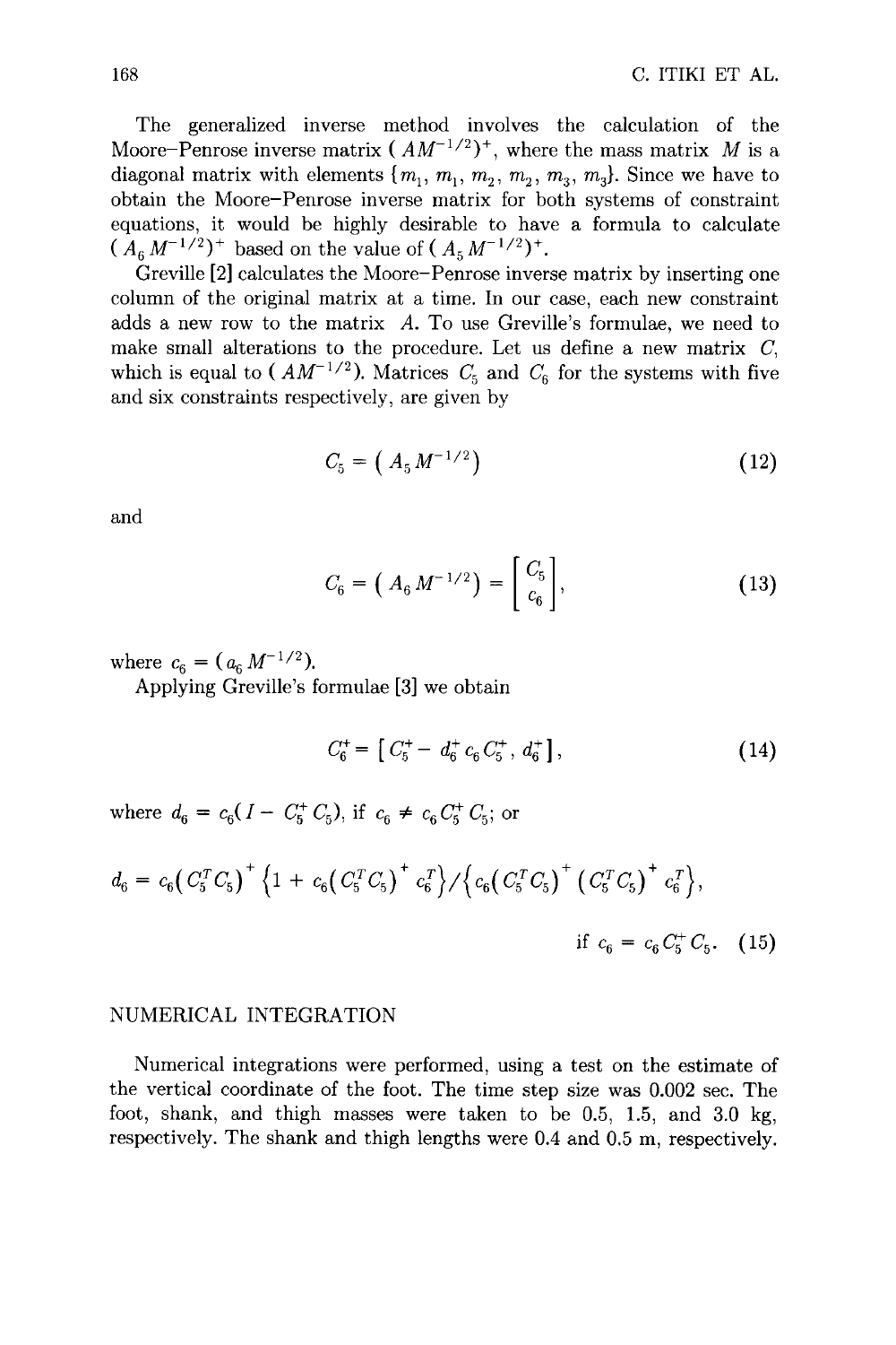The generalized inverse method involves the calculation of the Moore–Penrose inverse matrix $(AM^{-1/2})^+$, where the mass matrix $M$ is a diagonal matrix with elements $\{m_1, m_1, m_2, m_2, m_3, m_3\}$. Since we have to obtain the Moore–Penrose inverse matrix for both systems of constraint equations, it would be highly desirable to have a formula to calculate $(A_6 M^{-1/2})^+$ based on the value of $(A_5 M^{-1/2})^+$.

Greville [2] calculates the Moore–Penrose inverse matrix by inserting one column of the original matrix at a time. In our case, each new constraint adds a new row to the matrix $A$. To use Greville's formulae, we need to make small alterations to the procedure. Let us define a new matrix $C$, which is equal to $(AM^{-1/2})$. Matrices $C_5$ and $C_6$ for the systems with five and six constraints respectively, are given by

$$C_5 = (A_5 M^{-1/2}) \tag{12}$$

and

$$C_6 = (A_6 M^{-1/2}) = \begin{bmatrix} C_5 \\ c_6 \end{bmatrix}, \tag{13}$$

where $c_6 = (a_6 M^{-1/2})$.

Applying Greville's formulae [3] we obtain

$$C_6^+ = [\, C_5^+ - d_6^+ c_6 C_5^+,\ d_6^+ \,], \tag{14}$$

where $d_6 = c_6(I - C_5^+ C_5)$, if $c_6 \neq c_6 C_5^+ C_5$; or

$$d_6 = c_6(C_5^T C_5)^+ \left\{1 + c_6(C_5^T C_5)^+ c_6^T\right\} / \left\{c_6(C_5^T C_5)^+ (C_5^T C_5)^+ c_6^T\right\},$$

$$\text{if } c_6 = c_6 C_5^+ C_5. \tag{15}$$

## NUMERICAL INTEGRATION

Numerical integrations were performed, using a test on the estimate of the vertical coordinate of the foot. The time step size was 0.002 sec. The foot, shank, and thigh masses were taken to be 0.5, 1.5, and 3.0 kg, respectively. The shank and thigh lengths were 0.4 and 0.5 m, respectively.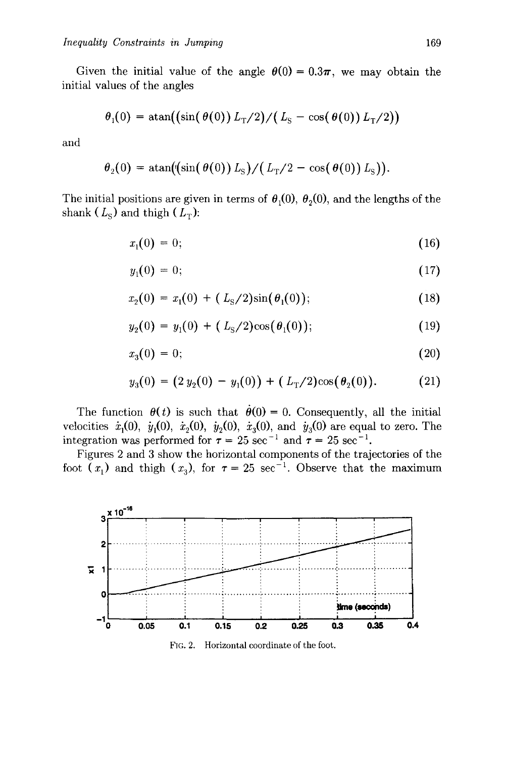Given the initial value of the angle $\theta(0) = 0.3\pi$, we may obtain the initial values of the angles

$$\theta_1(0) = \text{atan}((\sin(\theta(0))\, L_T/2)/(L_S - \cos(\theta(0))\, L_T/2))$$

and

$$\theta_2(0) = \text{atan}((\sin(\theta(0))\, L_S)/(L_T/2 - \cos(\theta(0))\, L_S)).$$

The initial positions are given in terms of $\theta_1(0)$, $\theta_2(0)$, and the lengths of the shank ($L_S$) and thigh ($L_T$):

$$x_1(0) = 0; \tag{16}$$

$$y_1(0) = 0; \tag{17}$$

$$x_2(0) = x_1(0) + (L_S/2)\sin(\theta_1(0)); \tag{18}$$

$$y_2(0) = y_1(0) + (L_S/2)\cos(\theta_1(0)); \tag{19}$$

$$x_3(0) = 0; \tag{20}$$

$$y_3(0) = (2\, y_2(0) - y_1(0)) + (L_T/2)\cos(\theta_2(0)). \tag{21}$$

The function $\theta(t)$ is such that $\dot{\theta}(0) = 0$. Consequently, all the initial velocities $\dot{x}_1(0)$, $\dot{y}_1(0)$, $\dot{x}_2(0)$, $\dot{y}_2(0)$, $\dot{x}_3(0)$, and $\dot{y}_3(0)$ are equal to zero. The integration was performed for $\tau = 25\ \text{sec}^{-1}$ and $\tau = 25\ \text{sec}^{-1}$.

Figures 2 and 3 show the horizontal components of the trajectories of the foot ($x_1$) and thigh ($x_3$), for $\tau = 25\ \text{sec}^{-1}$. Observe that the maximum

FIG. 2. Horizontal coordinate of the foot.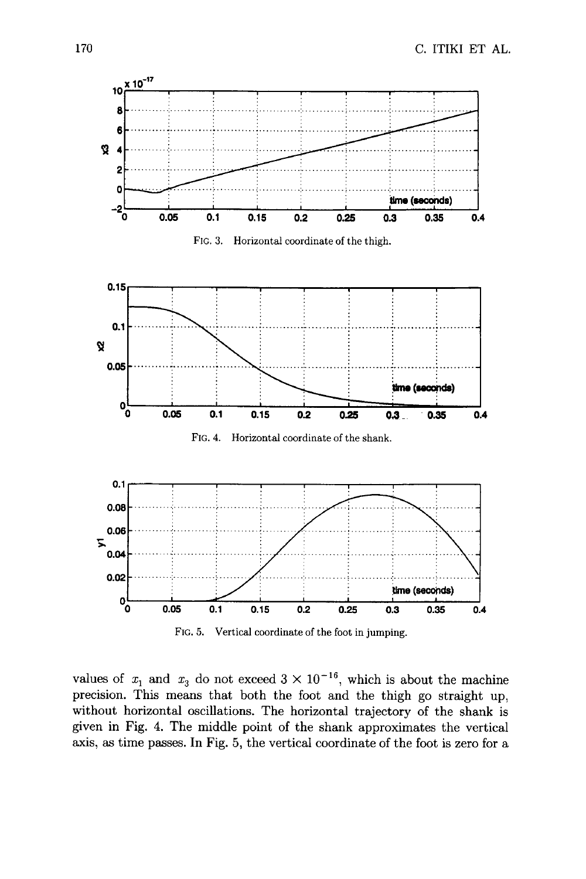FIG. 3. Horizontal coordinate of the thigh.

FIG. 4. Horizontal coordinate of the shank.

FIG. 5. Vertical coordinate of the foot in jumping.

values of $x_1$ and $x_3$ do not exceed $3 \times 10^{-16}$, which is about the machine precision. This means that both the foot and the thigh go straight up, without horizontal oscillations. The horizontal trajectory of the shank is given in Fig. 4. The middle point of the shank approximates the vertical axis, as time passes. In Fig. 5, the vertical coordinate of the foot is zero for a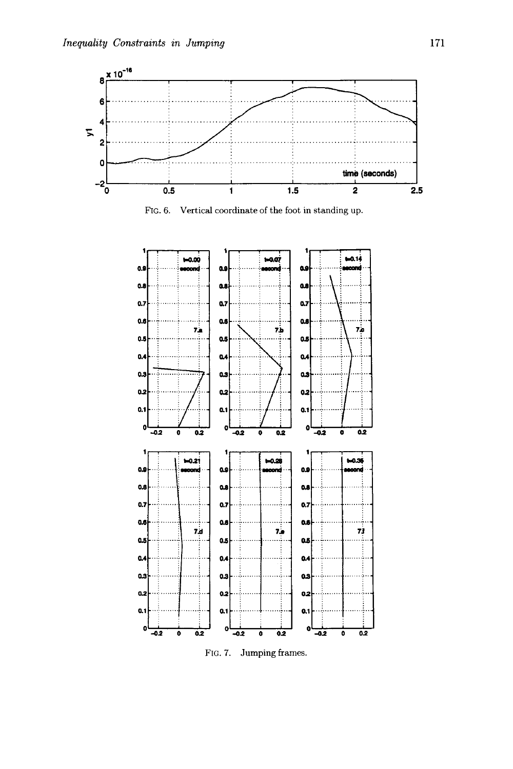FIG. 6. Vertical coordinate of the foot in standing up.

FIG. 7. Jumping frames.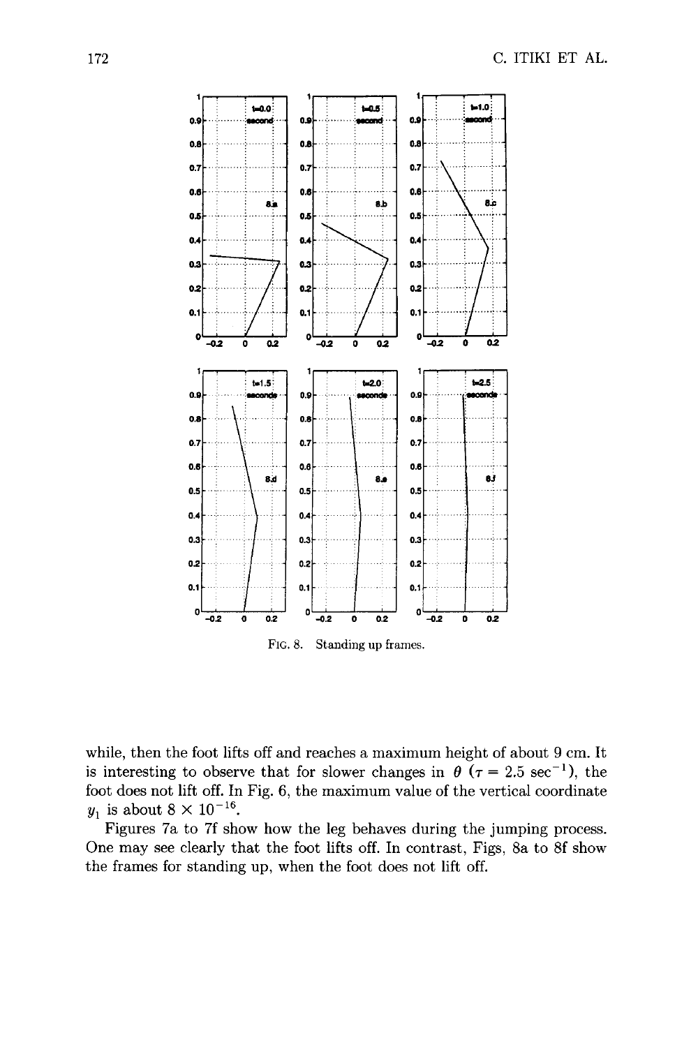FIG. 8. Standing up frames.

while, then the foot lifts off and reaches a maximum height of about 9 cm. It is interesting to observe that for slower changes in $\theta$ ($\tau = 2.5\ \text{sec}^{-1}$), the foot does not lift off. In Fig. 6, the maximum value of the vertical coordinate $y_1$ is about $8 \times 10^{-16}$.

Figures 7a to 7f show how the leg behaves during the jumping process. One may see clearly that the foot lifts off. In contrast, Figs, 8a to 8f show the frames for standing up, when the foot does not lift off.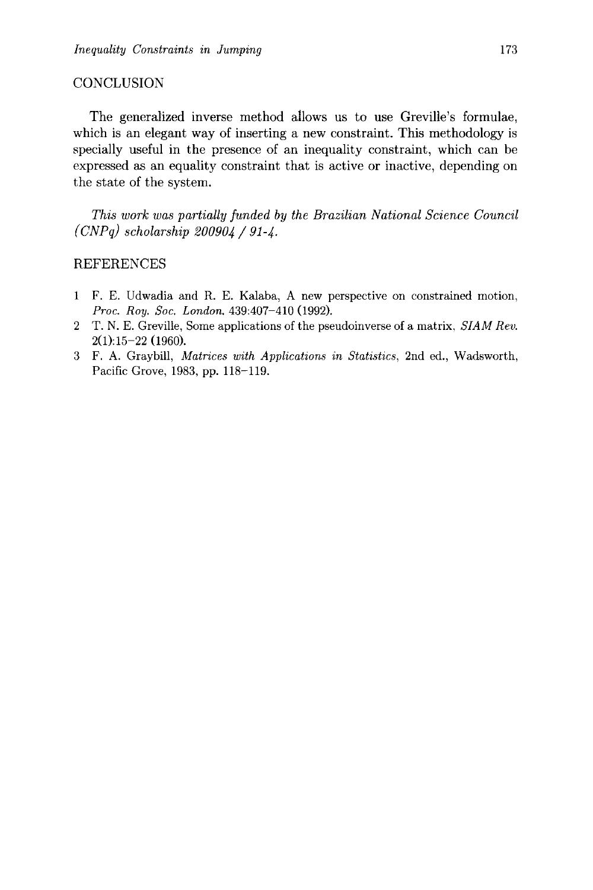## CONCLUSION

The generalized inverse method allows us to use Greville's formulae, which is an elegant way of inserting a new constraint. This methodology is specially useful in the presence of an inequality constraint, which can be expressed as an equality constraint that is active or inactive, depending on the state of the system.

*This work was partially funded by the Brazilian National Science Council (CNPq) scholarship 200904 / 91-4.*

## REFERENCES

1. F. E. Udwadia and R. E. Kalaba, A new perspective on constrained motion, *Proc. Roy. Soc. London.* 439:407–410 (1992).
2. T. N. E. Greville, Some applications of the pseudoinverse of a matrix, *SIAM Rev.* 2(1):15–22 (1960).
3. F. A. Graybill, *Matrices with Applications in Statistics*, 2nd ed., Wadsworth, Pacific Grove, 1983, pp. 118–119.